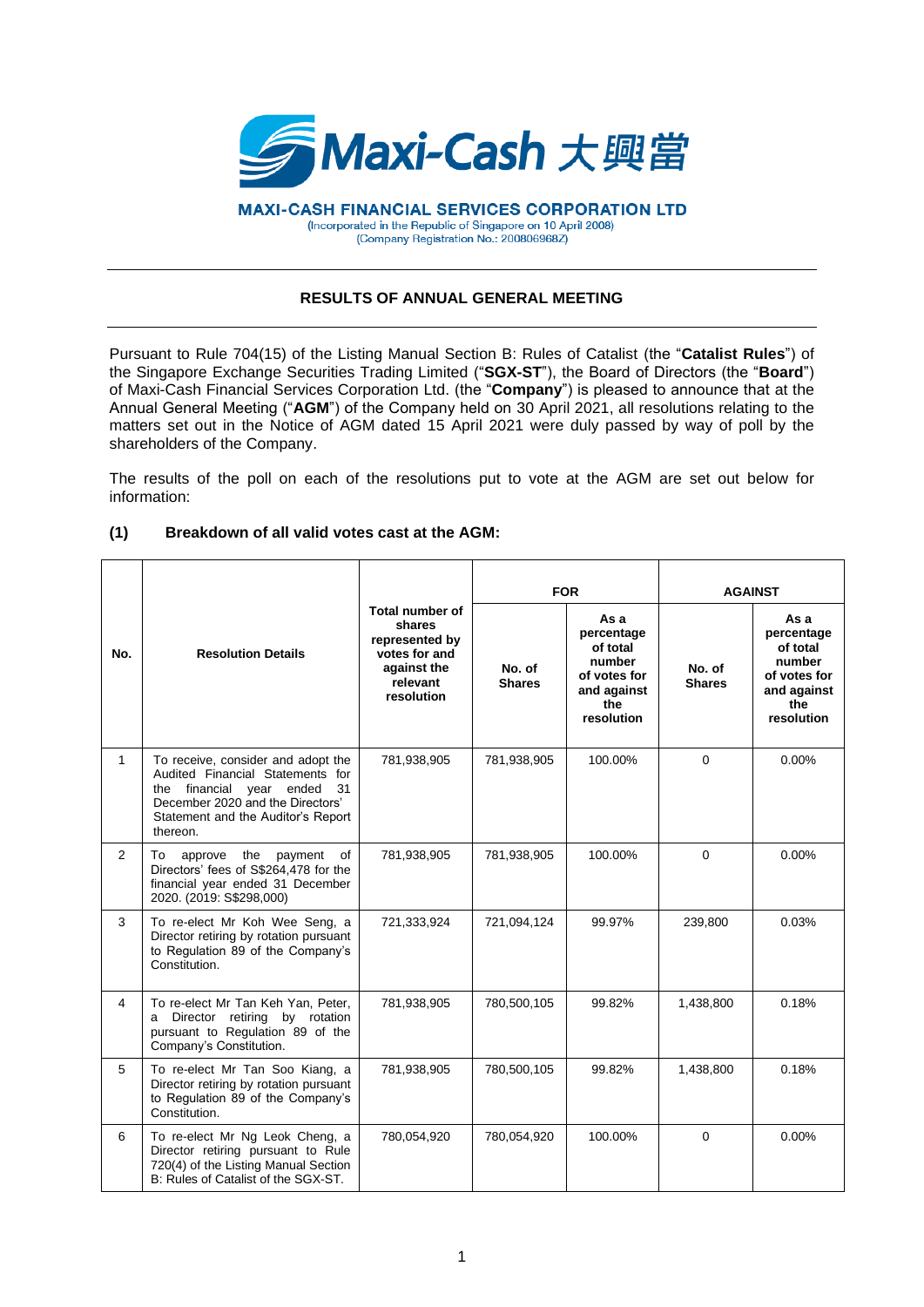# MAXI-CASH FINANCIAL SERVICES CORPORATION LTD

(Incorporated in the Republic of Singapore on 10 April 2008)
(Company Registration No.: 200806968Z)

## RESULTS OF ANNUAL GENERAL MEETING

Pursuant to Rule 704(15) of the Listing Manual Section B: Rules of Catalist (the "**Catalist Rules**") of the Singapore Exchange Securities Trading Limited ("**SGX-ST**"), the Board of Directors (the "**Board**") of Maxi-Cash Financial Services Corporation Ltd. (the "**Company**") is pleased to announce that at the Annual General Meeting ("**AGM**") of the Company held on 30 April 2021, all resolutions relating to the matters set out in the Notice of AGM dated 15 April 2021 were duly passed by way of poll by the shareholders of the Company.

The results of the poll on each of the resolutions put to vote at the AGM are set out below for information:

### (1) Breakdown of all valid votes cast at the AGM:

| No. | Resolution Details | Total number of shares represented by votes for and against the relevant resolution | FOR | | AGAINST | |
|---|---|---|---|---|---|---|
| | | | No. of Shares | As a percentage of total number of votes for and against the resolution | No. of Shares | As a percentage of total number of votes for and against the resolution |
| 1 | To receive, consider and adopt the Audited Financial Statements for the financial year ended 31 December 2020 and the Directors' Statement and the Auditor's Report thereon. | 781,938,905 | 781,938,905 | 100.00% | 0 | 0.00% |
| 2 | To approve the payment of Directors' fees of S$264,478 for the financial year ended 31 December 2020. (2019: S$298,000) | 781,938,905 | 781,938,905 | 100.00% | 0 | 0.00% |
| 3 | To re-elect Mr Koh Wee Seng, a Director retiring by rotation pursuant to Regulation 89 of the Company's Constitution. | 721,333,924 | 721,094,124 | 99.97% | 239,800 | 0.03% |
| 4 | To re-elect Mr Tan Keh Yan, Peter, a Director retiring by rotation pursuant to Regulation 89 of the Company's Constitution. | 781,938,905 | 780,500,105 | 99.82% | 1,438,800 | 0.18% |
| 5 | To re-elect Mr Tan Soo Kiang, a Director retiring by rotation pursuant to Regulation 89 of the Company's Constitution. | 781,938,905 | 780,500,105 | 99.82% | 1,438,800 | 0.18% |
| 6 | To re-elect Mr Ng Leok Cheng, a Director retiring pursuant to Rule 720(4) of the Listing Manual Section B: Rules of Catalist of the SGX-ST. | 780,054,920 | 780,054,920 | 100.00% | 0 | 0.00% |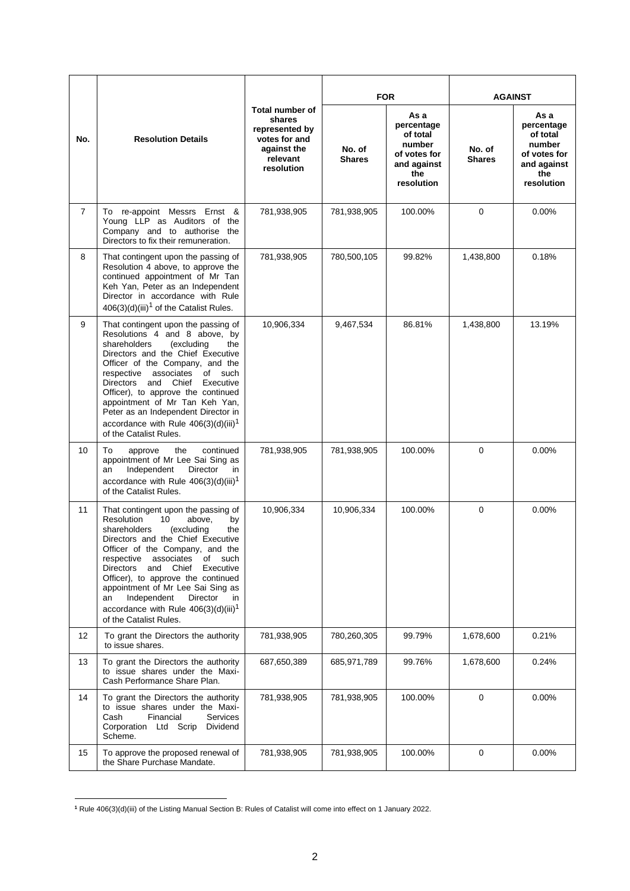| No. | Resolution Details | Total number of shares represented by votes for and against the relevant resolution | FOR | | AGAINST | |
|---|---|---|---|---|---|---|
| | | | No. of Shares | As a percentage of total number of votes for and against the resolution | No. of Shares | As a percentage of total number of votes for and against the resolution |
| 7 | To re-appoint Messrs Ernst & Young LLP as Auditors of the Company and to authorise the Directors to fix their remuneration. | 781,938,905 | 781,938,905 | 100.00% | 0 | 0.00% |
| 8 | That contingent upon the passing of Resolution 4 above, to approve the continued appointment of Mr Tan Keh Yan, Peter as an Independent Director in accordance with Rule 406(3)(d)(iii)[1] of the Catalist Rules. | 781,938,905 | 780,500,105 | 99.82% | 1,438,800 | 0.18% |
| 9 | That contingent upon the passing of Resolutions 4 and 8 above, by shareholders (excluding the Directors and the Chief Executive Officer of the Company, and the respective associates of such Directors and Chief Executive Officer), to approve the continued appointment of Mr Tan Keh Yan, Peter as an Independent Director in accordance with Rule 406(3)(d)(iii)[1] of the Catalist Rules. | 10,906,334 | 9,467,534 | 86.81% | 1,438,800 | 13.19% |
| 10 | To approve the continued appointment of Mr Lee Sai Sing as an Independent Director in accordance with Rule 406(3)(d)(iii)[1] of the Catalist Rules. | 781,938,905 | 781,938,905 | 100.00% | 0 | 0.00% |
| 11 | That contingent upon the passing of Resolution 10 above, by shareholders (excluding the Directors and the Chief Executive Officer of the Company, and the respective associates of such Directors and Chief Executive Officer), to approve the continued appointment of Mr Lee Sai Sing as an Independent Director in accordance with Rule 406(3)(d)(iii)[1] of the Catalist Rules. | 10,906,334 | 10,906,334 | 100.00% | 0 | 0.00% |
| 12 | To grant the Directors the authority to issue shares. | 781,938,905 | 780,260,305 | 99.79% | 1,678,600 | 0.21% |
| 13 | To grant the Directors the authority to issue shares under the Maxi-Cash Performance Share Plan. | 687,650,389 | 685,971,789 | 99.76% | 1,678,600 | 0.24% |
| 14 | To grant the Directors the authority to issue shares under the Maxi-Cash Financial Services Corporation Ltd Scrip Dividend Scheme. | 781,938,905 | 781,938,905 | 100.00% | 0 | 0.00% |
| 15 | To approve the proposed renewal of the Share Purchase Mandate. | 781,938,905 | 781,938,905 | 100.00% | 0 | 0.00% |

[1] Rule 406(3)(d)(iii) of the Listing Manual Section B: Rules of Catalist will come into effect on 1 January 2022.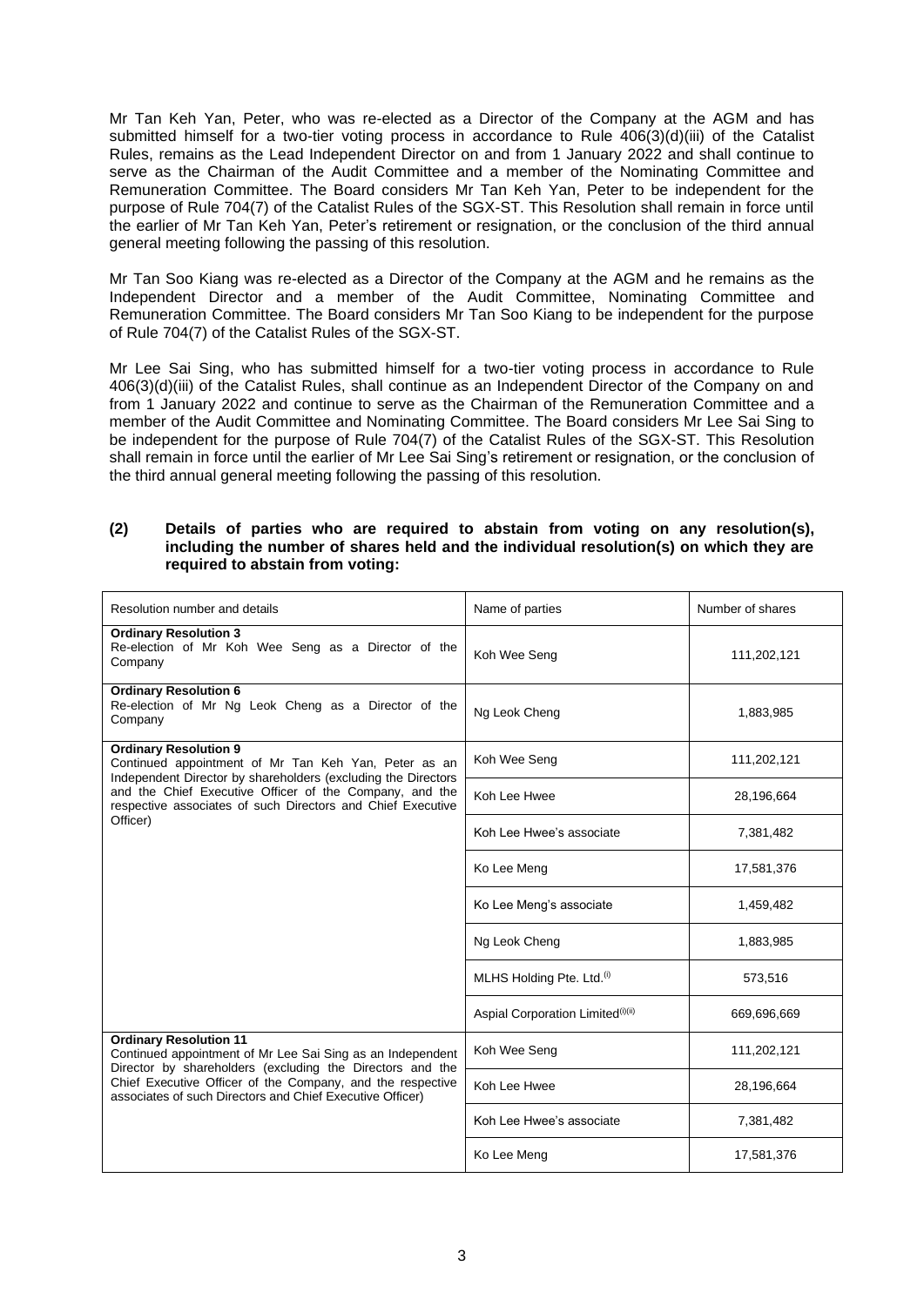Mr Tan Keh Yan, Peter, who was re-elected as a Director of the Company at the AGM and has submitted himself for a two-tier voting process in accordance to Rule 406(3)(d)(iii) of the Catalist Rules, remains as the Lead Independent Director on and from 1 January 2022 and shall continue to serve as the Chairman of the Audit Committee and a member of the Nominating Committee and Remuneration Committee. The Board considers Mr Tan Keh Yan, Peter to be independent for the purpose of Rule 704(7) of the Catalist Rules of the SGX-ST. This Resolution shall remain in force until the earlier of Mr Tan Keh Yan, Peter's retirement or resignation, or the conclusion of the third annual general meeting following the passing of this resolution.

Mr Tan Soo Kiang was re-elected as a Director of the Company at the AGM and he remains as the Independent Director and a member of the Audit Committee, Nominating Committee and Remuneration Committee. The Board considers Mr Tan Soo Kiang to be independent for the purpose of Rule 704(7) of the Catalist Rules of the SGX-ST.

Mr Lee Sai Sing, who has submitted himself for a two-tier voting process in accordance to Rule 406(3)(d)(iii) of the Catalist Rules, shall continue as an Independent Director of the Company on and from 1 January 2022 and continue to serve as the Chairman of the Remuneration Committee and a member of the Audit Committee and Nominating Committee. The Board considers Mr Lee Sai Sing to be independent for the purpose of Rule 704(7) of the Catalist Rules of the SGX-ST. This Resolution shall remain in force until the earlier of Mr Lee Sai Sing's retirement or resignation, or the conclusion of the third annual general meeting following the passing of this resolution.

**(2) Details of parties who are required to abstain from voting on any resolution(s), including the number of shares held and the individual resolution(s) on which they are required to abstain from voting:**

| Resolution number and details | Name of parties | Number of shares |
|---|---|---|
| **Ordinary Resolution 3** Re-election of Mr Koh Wee Seng as a Director of the Company | Koh Wee Seng | 111,202,121 |
| **Ordinary Resolution 6** Re-election of Mr Ng Leok Cheng as a Director of the Company | Ng Leok Cheng | 1,883,985 |
| **Ordinary Resolution 9** Continued appointment of Mr Tan Keh Yan, Peter as an Independent Director by shareholders (excluding the Directors and the Chief Executive Officer of the Company, and the respective associates of such Directors and Chief Executive Officer) | Koh Wee Seng | 111,202,121 |
| | Koh Lee Hwee | 28,196,664 |
| | Koh Lee Hwee's associate | 7,381,482 |
| | Ko Lee Meng | 17,581,376 |
| | Ko Lee Meng's associate | 1,459,482 |
| | Ng Leok Cheng | 1,883,985 |
| | MLHS Holding Pte. Ltd.[(i)] | 573,516 |
| | Aspial Corporation Limited[(i)(ii)] | 669,696,669 |
| **Ordinary Resolution 11** Continued appointment of Mr Lee Sai Sing as an Independent Director by shareholders (excluding the Directors and the Chief Executive Officer of the Company, and the respective associates of such Directors and Chief Executive Officer) | Koh Wee Seng | 111,202,121 |
| | Koh Lee Hwee | 28,196,664 |
| | Koh Lee Hwee's associate | 7,381,482 |
| | Ko Lee Meng | 17,581,376 |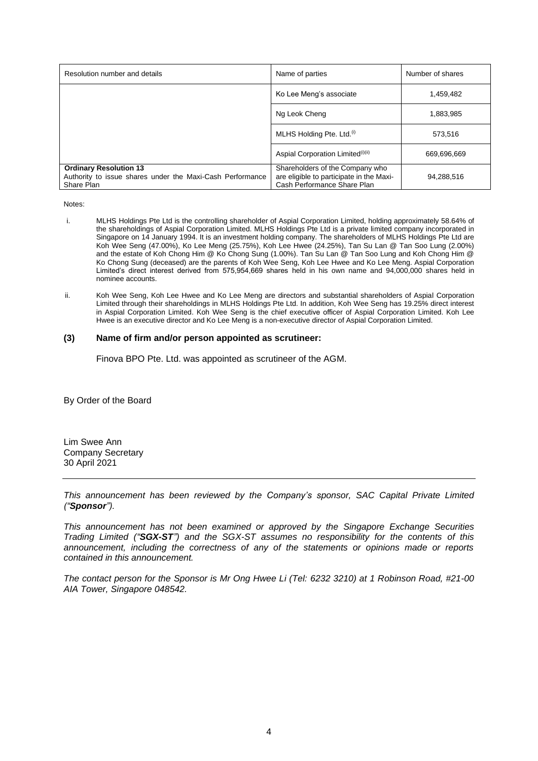| Resolution number and details | Name of parties | Number of shares |
|---|---|---|
| | Ko Lee Meng's associate | 1,459,482 |
| | Ng Leok Cheng | 1,883,985 |
| | MLHS Holding Pte. Ltd.[(i)] | 573,516 |
| | Aspial Corporation Limited[(i)(ii)] | 669,696,669 |
| **Ordinary Resolution 13** Authority to issue shares under the Maxi-Cash Performance Share Plan | Shareholders of the Company who are eligible to participate in the Maxi-Cash Performance Share Plan | 94,288,516 |

Notes:

i. MLHS Holdings Pte Ltd is the controlling shareholder of Aspial Corporation Limited, holding approximately 58.64% of the shareholdings of Aspial Corporation Limited. MLHS Holdings Pte Ltd is a private limited company incorporated in Singapore on 14 January 1994. It is an investment holding company. The shareholders of MLHS Holdings Pte Ltd are Koh Wee Seng (47.00%), Ko Lee Meng (25.75%), Koh Lee Hwee (24.25%), Tan Su Lan @ Tan Soo Lung (2.00%) and the estate of Koh Chong Him @ Ko Chong Sung (1.00%). Tan Su Lan @ Tan Soo Lung and Koh Chong Him @ Ko Chong Sung (deceased) are the parents of Koh Wee Seng, Koh Lee Hwee and Ko Lee Meng. Aspial Corporation Limited's direct interest derived from 575,954,669 shares held in his own name and 94,000,000 shares held in nominee accounts.

ii. Koh Wee Seng, Koh Lee Hwee and Ko Lee Meng are directors and substantial shareholders of Aspial Corporation Limited through their shareholdings in MLHS Holdings Pte Ltd. In addition, Koh Wee Seng has 19.25% direct interest in Aspial Corporation Limited. Koh Wee Seng is the chief executive officer of Aspial Corporation Limited. Koh Lee Hwee is an executive director and Ko Lee Meng is a non-executive director of Aspial Corporation Limited.

### (3) Name of firm and/or person appointed as scrutineer:

Finova BPO Pte. Ltd. was appointed as scrutineer of the AGM.

By Order of the Board

Lim Swee Ann
Company Secretary
30 April 2021

---

*This announcement has been reviewed by the Company's sponsor, SAC Capital Private Limited ("**Sponsor**").*

*This announcement has not been examined or approved by the Singapore Exchange Securities Trading Limited ("**SGX-ST**") and the SGX-ST assumes no responsibility for the contents of this announcement, including the correctness of any of the statements or opinions made or reports contained in this announcement.*

*The contact person for the Sponsor is Mr Ong Hwee Li (Tel: 6232 3210) at 1 Robinson Road, #21-00 AIA Tower, Singapore 048542.*